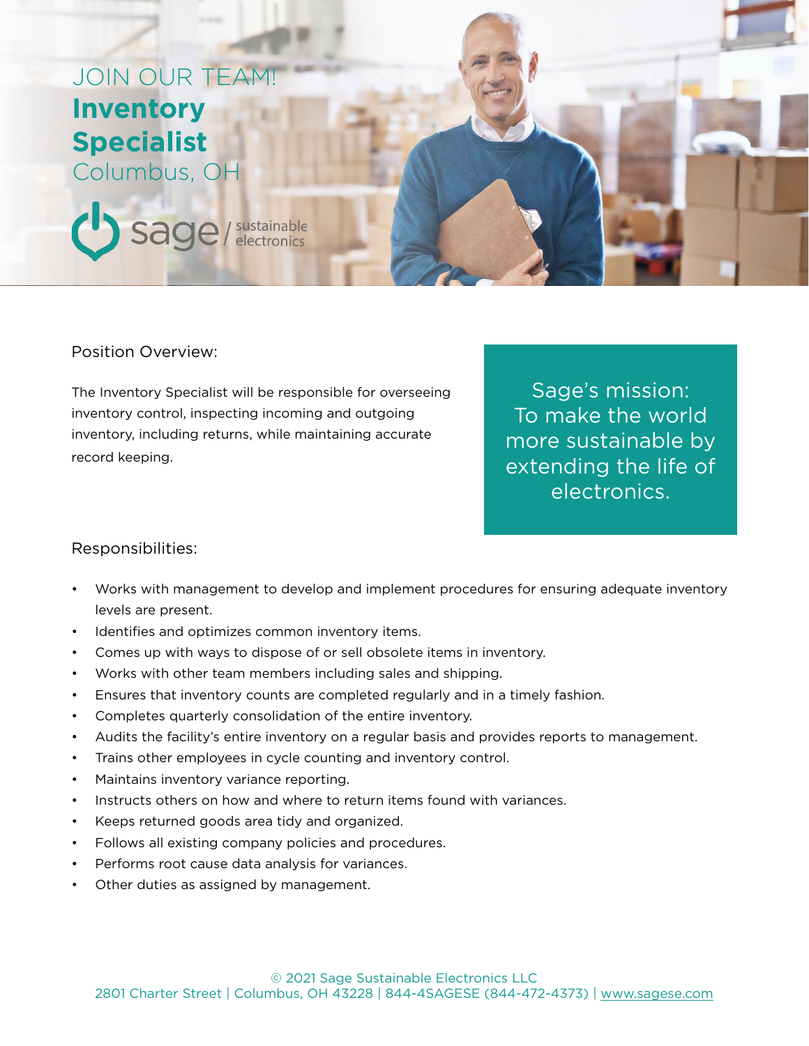JOIN OUR TEAM!

# Inventory Specialist

Columbus, OH

sage / sustainable electronics

## Position Overview:

The Inventory Specialist will be responsible for overseeing inventory control, inspecting incoming and outgoing inventory, including returns, while maintaining accurate record keeping.

Sage's mission: To make the world more sustainable by extending the life of electronics.

## Responsibilities:

- Works with management to develop and implement procedures for ensuring adequate inventory levels are present.
- Identifies and optimizes common inventory items.
- Comes up with ways to dispose of or sell obsolete items in inventory.
- Works with other team members including sales and shipping.
- Ensures that inventory counts are completed regularly and in a timely fashion.
- Completes quarterly consolidation of the entire inventory.
- Audits the facility's entire inventory on a regular basis and provides reports to management.
- Trains other employees in cycle counting and inventory control.
- Maintains inventory variance reporting.
- Instructs others on how and where to return items found with variances.
- Keeps returned goods area tidy and organized.
- Follows all existing company policies and procedures.
- Performs root cause data analysis for variances.
- Other duties as assigned by management.

© 2021 Sage Sustainable Electronics LLC
2801 Charter Street | Columbus, OH 43228 | 844-4SAGESE (844-472-4373) | www.sagese.com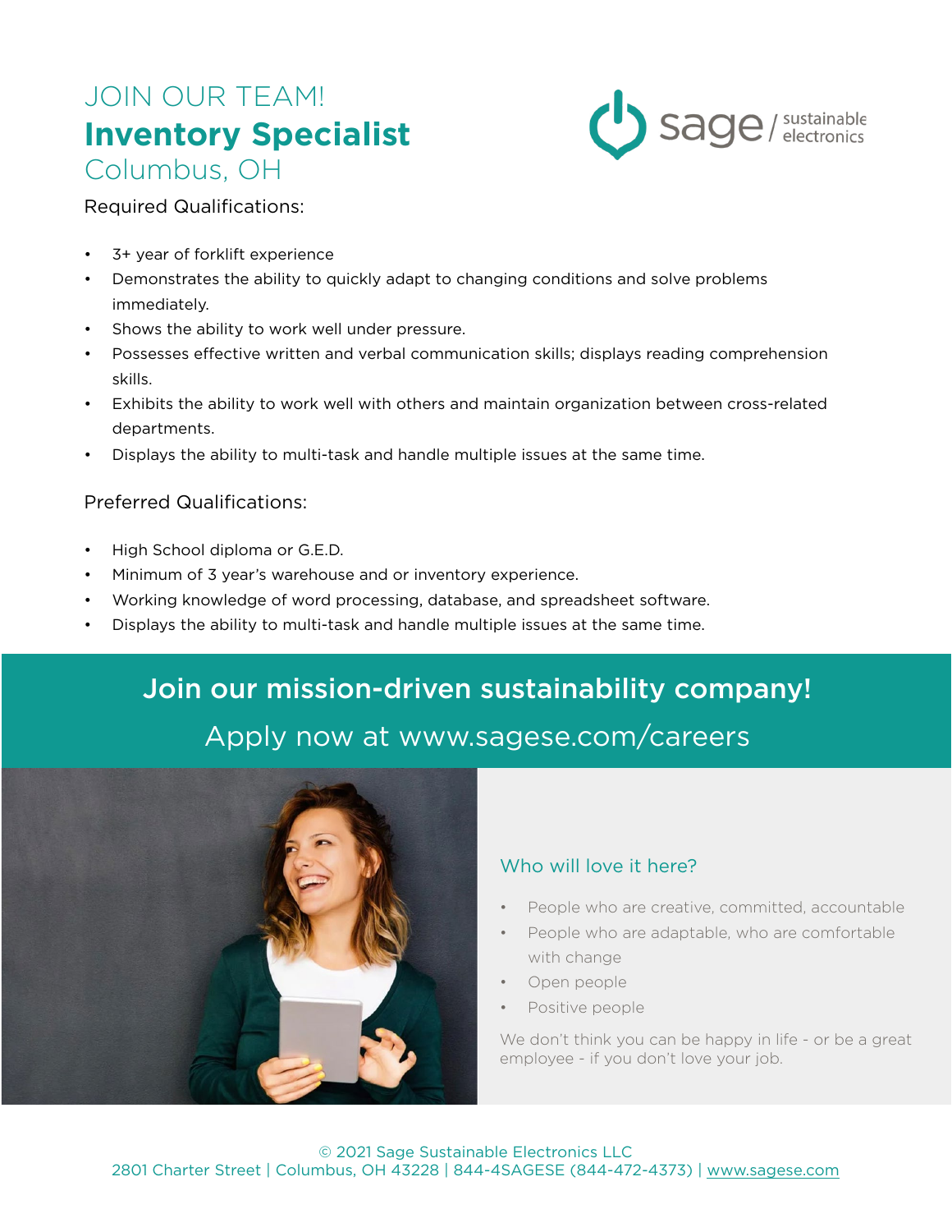JOIN OUR TEAM!

# Inventory Specialist

Columbus, OH

sage / sustainable electronics

Required Qualifications:

- 3+ year of forklift experience
- Demonstrates the ability to quickly adapt to changing conditions and solve problems immediately.
- Shows the ability to work well under pressure.
- Possesses effective written and verbal communication skills; displays reading comprehension skills.
- Exhibits the ability to work well with others and maintain organization between cross-related departments.
- Displays the ability to multi-task and handle multiple issues at the same time.

Preferred Qualifications:

- High School diploma or G.E.D.
- Minimum of 3 year's warehouse and or inventory experience.
- Working knowledge of word processing, database, and spreadsheet software.
- Displays the ability to multi-task and handle multiple issues at the same time.

## Join our mission-driven sustainability company!

Apply now at www.sagese.com/careers

### Who will love it here?

- People who are creative, committed, accountable
- People who are adaptable, who are comfortable with change
- Open people
- Positive people

We don't think you can be happy in life - or be a great employee - if you don't love your job.

© 2021 Sage Sustainable Electronics LLC
2801 Charter Street | Columbus, OH 43228 | 844-4SAGESE (844-472-4373) | www.sagese.com